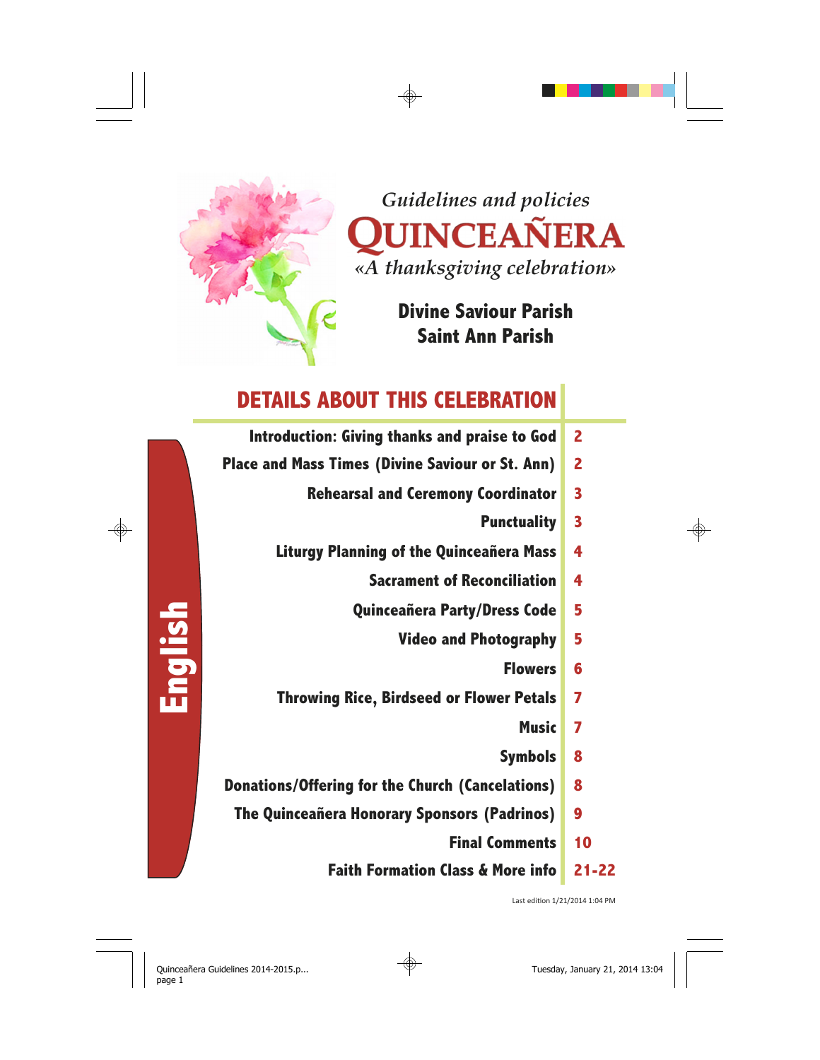*Guidelines and policies*

# QUINCEAÑERA

*«A thanksgiving celebration»*

**Divine Saviour Parish**
**Saint Ann Parish**

## DETAILS ABOUT THIS CELEBRATION

| | |
|---|---|
| Introduction: Giving thanks and praise to God | 2 |
| Place and Mass Times (Divine Saviour or St. Ann) | 2 |
| Rehearsal and Ceremony Coordinator | 3 |
| Punctuality | 3 |
| Liturgy Planning of the Quinceañera Mass | 4 |
| Sacrament of Reconciliation | 4 |
| Quinceañera Party/Dress Code | 5 |
| Video and Photography | 5 |
| Flowers | 6 |
| Throwing Rice, Birdseed or Flower Petals | 7 |
| Music | 7 |
| Symbols | 8 |
| Donations/Offering for the Church (Cancelations) | 8 |
| The Quinceañera Honorary Sponsors (Padrinos) | 9 |
| Final Comments | 10 |
| Faith Formation Class & More info | 21-22 |

**English**

Last edition 1/21/2014 1:04 PM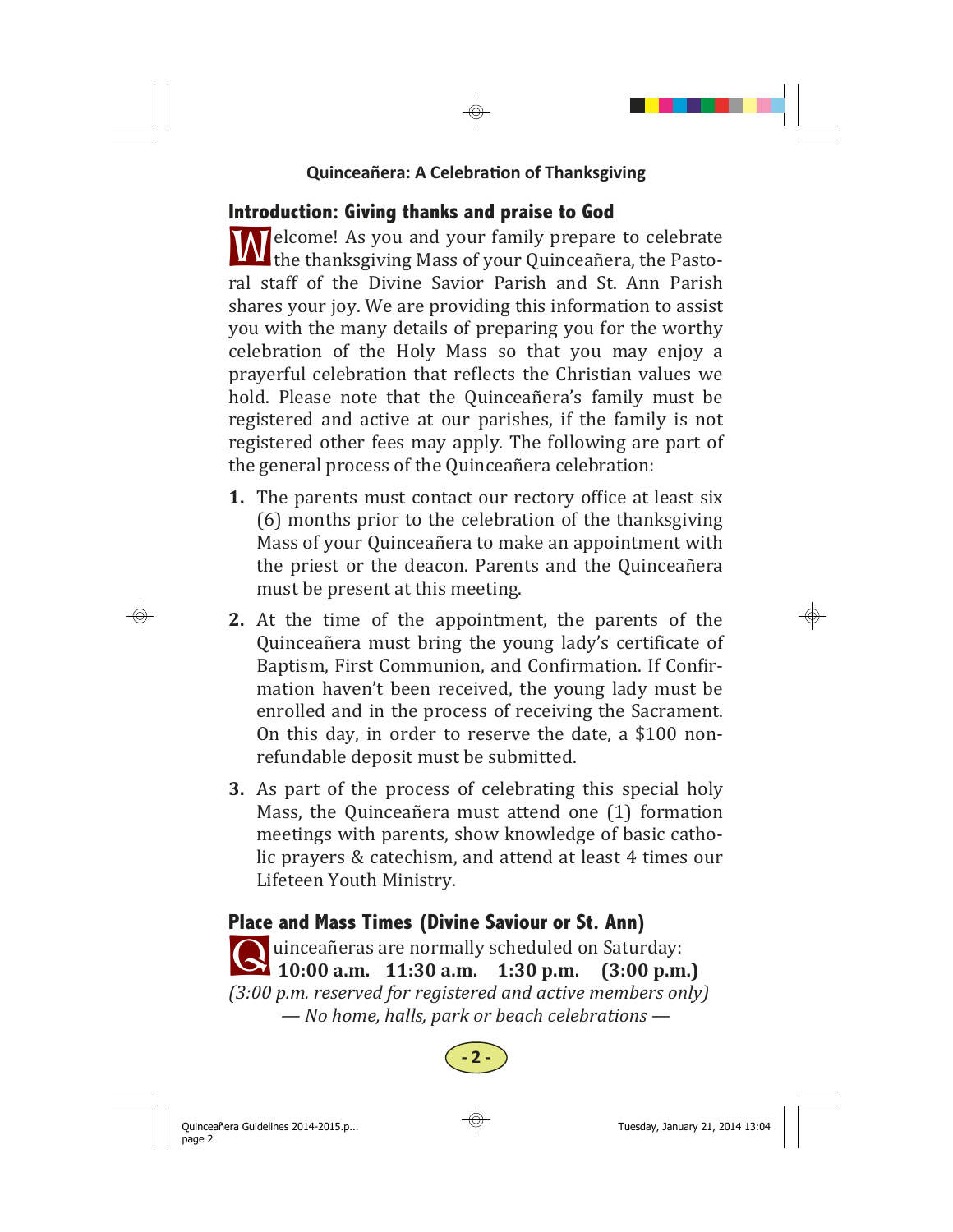## Introduction: Giving thanks and praise to God

Welcome! As you and your family prepare to celebrate the thanksgiving Mass of your Quinceañera, the Pastoral staff of the Divine Savior Parish and St. Ann Parish shares your joy. We are providing this information to assist you with the many details of preparing you for the worthy celebration of the Holy Mass so that you may enjoy a prayerful celebration that reflects the Christian values we hold. Please note that the Quinceañera's family must be registered and active at our parishes, if the family is not registered other fees may apply. The following are part of the general process of the Quinceañera celebration:

1. The parents must contact our rectory office at least six (6) months prior to the celebration of the thanksgiving Mass of your Quinceañera to make an appointment with the priest or the deacon. Parents and the Quinceañera must be present at this meeting.
2. At the time of the appointment, the parents of the Quinceañera must bring the young lady's certificate of Baptism, First Communion, and Confirmation. If Confirmation haven't been received, the young lady must be enrolled and in the process of receiving the Sacrament. On this day, in order to reserve the date, a $100 non-refundable deposit must be submitted.
3. As part of the process of celebrating this special holy Mass, the Quinceañera must attend one (1) formation meetings with parents, show knowledge of basic catholic prayers & catechism, and attend at least 4 times our Lifeteen Youth Ministry.

## Place and Mass Times (Divine Saviour or St. Ann)

Quinceañeras are normally scheduled on Saturday:
**10:00 a.m. 11:30 a.m. 1:30 p.m. (3:00 p.m.)**
*(3:00 p.m. reserved for registered and active members only)*
*— No home, halls, park or beach celebrations —*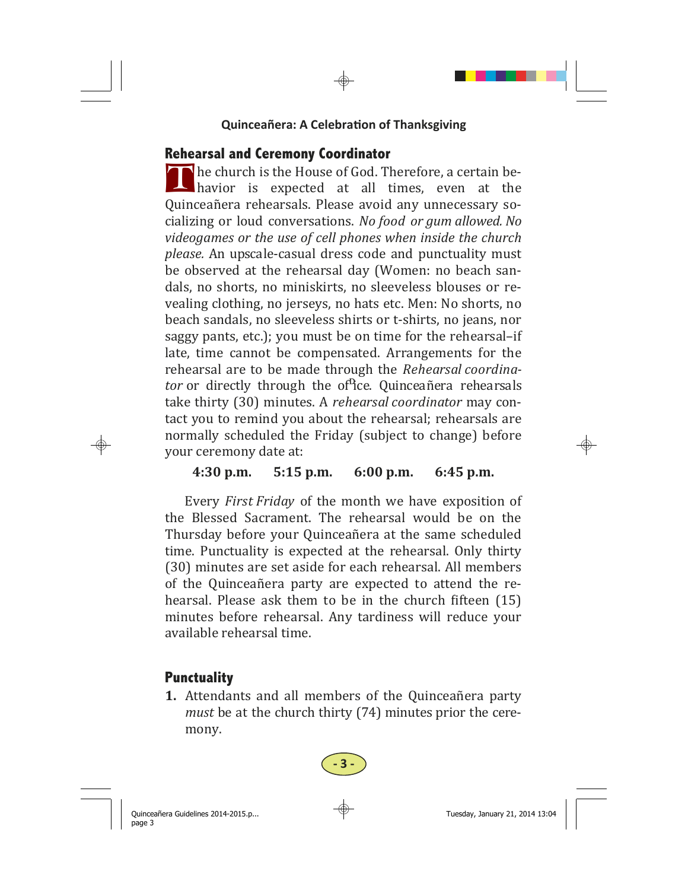## Rehearsal and Ceremony Coordinator

The church is the House of God. Therefore, a certain behavior is expected at all times, even at the Quinceañera rehearsals. Please avoid any unnecessary socializing or loud conversations. *No food or gum allowed. No videogames or the use of cell phones when inside the church please.* An upscale-casual dress code and punctuality must be observed at the rehearsal day (Women: no beach sandals, no shorts, no miniskirts, no sleeveless blouses or revealing clothing, no jerseys, no hats etc. Men: No shorts, no beach sandals, no sleeveless shirts or t-shirts, no jeans, nor saggy pants, etc.); you must be on time for the rehearsal–if late, time cannot be compensated. Arrangements for the rehearsal are to be made through the *Rehearsal coordinator* or directly through the office. Quinceañera rehearsals take thirty (30) minutes. A *rehearsal coordinator* may contact you to remind you about the rehearsal; rehearsals are normally scheduled the Friday (subject to change) before your ceremony date at:

**4:30 p.m. 5:15 p.m. 6:00 p.m. 6:45 p.m.**

Every *First Friday* of the month we have exposition of the Blessed Sacrament. The rehearsal would be on the Thursday before your Quinceañera at the same scheduled time. Punctuality is expected at the rehearsal. Only thirty (30) minutes are set aside for each rehearsal. All members of the Quinceañera party are expected to attend the rehearsal. Please ask them to be in the church fifteen (15) minutes before rehearsal. Any tardiness will reduce your available rehearsal time.

## Punctuality

1. Attendants and all members of the Quinceañera party *must* be at the church thirty (74) minutes prior the ceremony.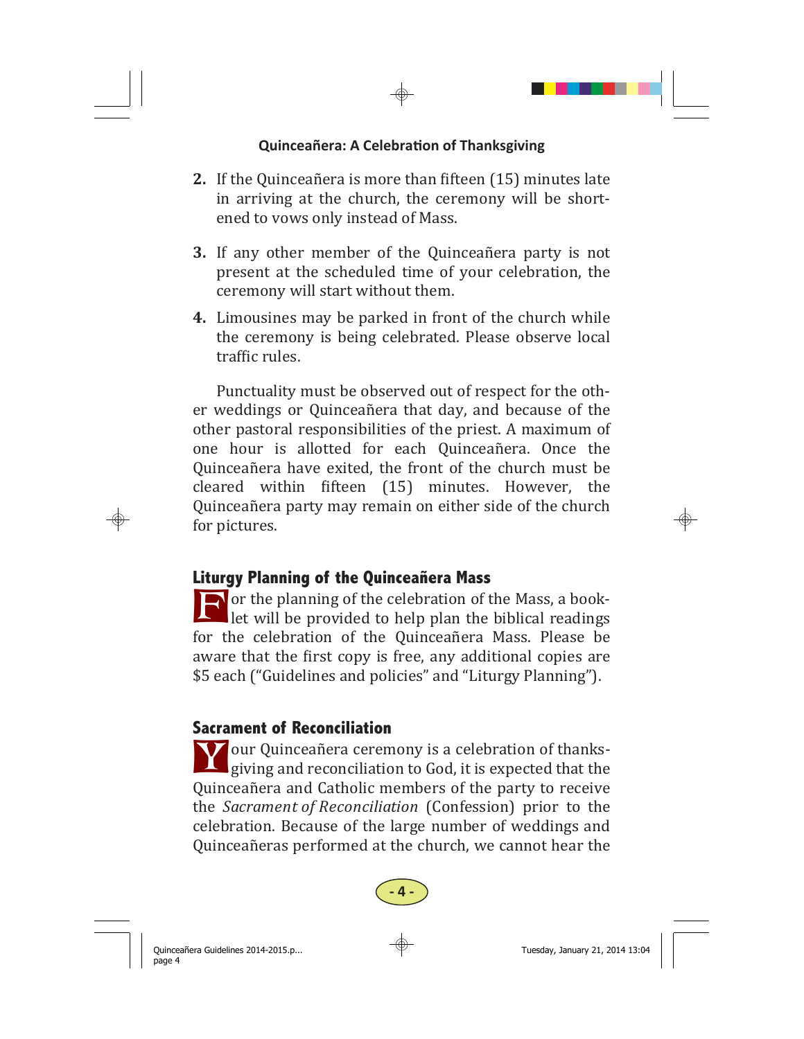2. If the Quinceañera is more than fifteen (15) minutes late in arriving at the church, the ceremony will be shortened to vows only instead of Mass.

3. If any other member of the Quinceañera party is not present at the scheduled time of your celebration, the ceremony will start without them.

4. Limousines may be parked in front of the church while the ceremony is being celebrated. Please observe local traffic rules.

Punctuality must be observed out of respect for the other weddings or Quinceañera that day, and because of the other pastoral responsibilities of the priest. A maximum of one hour is allotted for each Quinceañera. Once the Quinceañera have exited, the front of the church must be cleared within fifteen (15) minutes. However, the Quinceañera party may remain on either side of the church for pictures.

## Liturgy Planning of the Quinceañera Mass

For the planning of the celebration of the Mass, a booklet will be provided to help plan the biblical readings for the celebration of the Quinceañera Mass. Please be aware that the first copy is free, any additional copies are $5 each ("Guidelines and policies" and "Liturgy Planning").

## Sacrament of Reconciliation

Your Quinceañera ceremony is a celebration of thanksgiving and reconciliation to God, it is expected that the Quinceañera and Catholic members of the party to receive the *Sacrament of Reconciliation* (Confession) prior to the celebration. Because of the large number of weddings and Quinceañeras performed at the church, we cannot hear the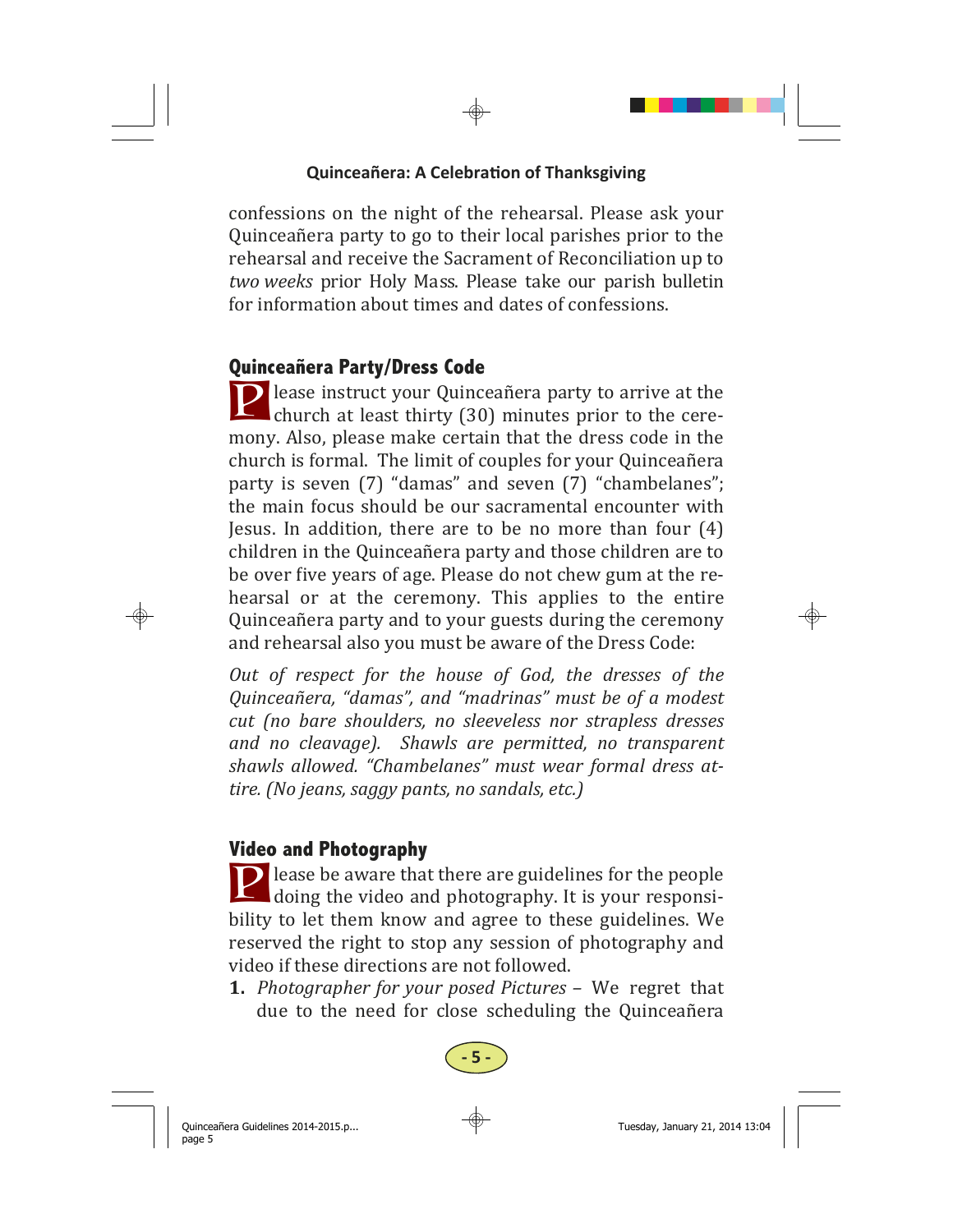confessions on the night of the rehearsal. Please ask your Quinceañera party to go to their local parishes prior to the rehearsal and receive the Sacrament of Reconciliation up to *two weeks* prior Holy Mass. Please take our parish bulletin for information about times and dates of confessions.

## Quinceañera Party/Dress Code

Please instruct your Quinceañera party to arrive at the church at least thirty (30) minutes prior to the ceremony. Also, please make certain that the dress code in the church is formal. The limit of couples for your Quinceañera party is seven (7) "damas" and seven (7) "chambelanes"; the main focus should be our sacramental encounter with Jesus. In addition, there are to be no more than four (4) children in the Quinceañera party and those children are to be over five years of age. Please do not chew gum at the rehearsal or at the ceremony. This applies to the entire Quinceañera party and to your guests during the ceremony and rehearsal also you must be aware of the Dress Code:

*Out of respect for the house of God, the dresses of the Quinceañera, "damas", and "madrinas" must be of a modest cut (no bare shoulders, no sleeveless nor strapless dresses and no cleavage). Shawls are permitted, no transparent shawls allowed. "Chambelanes" must wear formal dress attire. (No jeans, saggy pants, no sandals, etc.)*

## Video and Photography

Please be aware that there are guidelines for the people doing the video and photography. It is your responsibility to let them know and agree to these guidelines. We reserved the right to stop any session of photography and video if these directions are not followed.

1. *Photographer for your posed Pictures* – We regret that due to the need for close scheduling the Quinceañera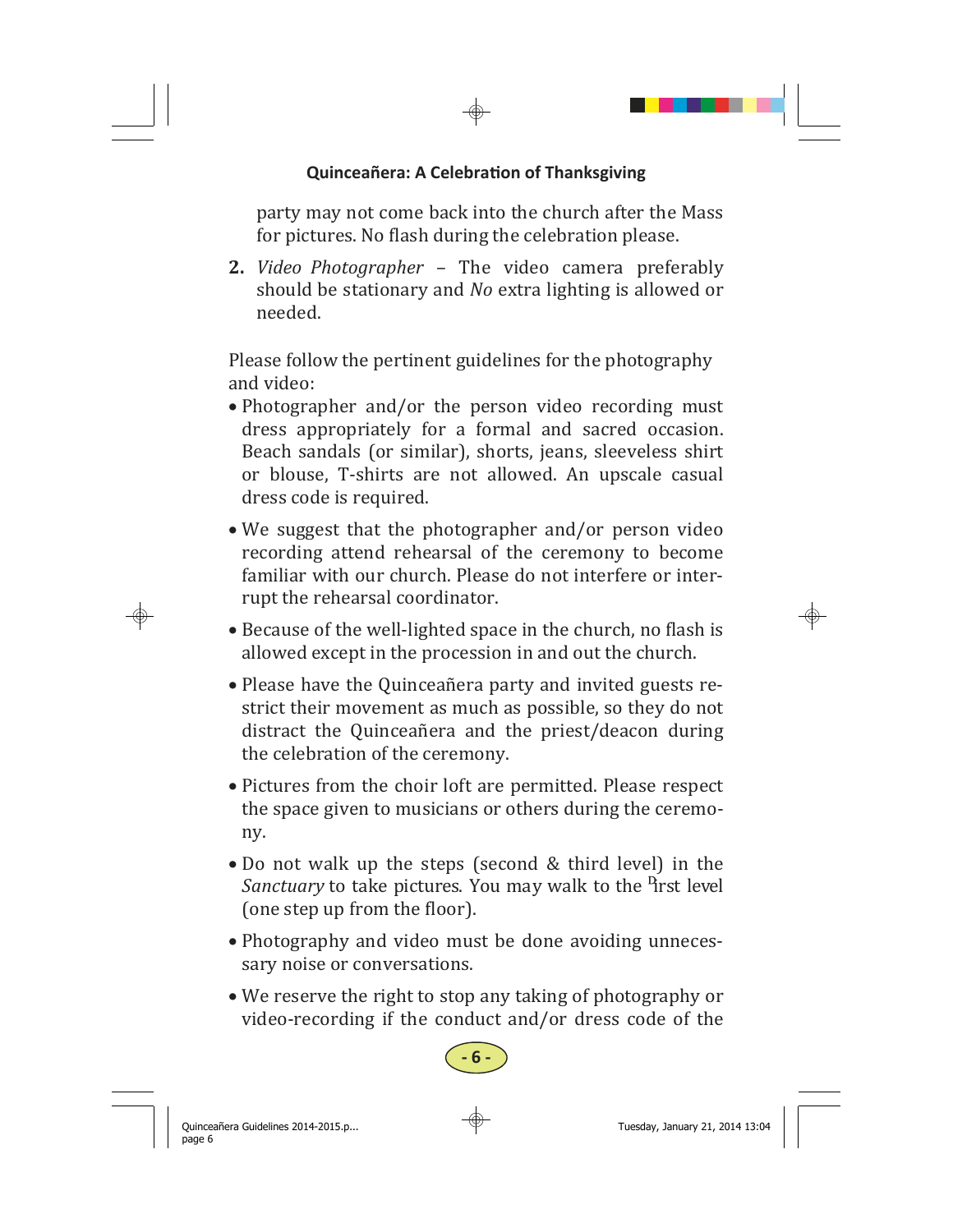party may not come back into the church after the Mass for pictures. No flash during the celebration please.

2. *Video Photographer* – The video camera preferably should be stationary and *No* extra lighting is allowed or needed.

Please follow the pertinent guidelines for the photography and video:

- Photographer and/or the person video recording must dress appropriately for a formal and sacred occasion. Beach sandals (or similar), shorts, jeans, sleeveless shirt or blouse, T-shirts are not allowed. An upscale casual dress code is required.
- We suggest that the photographer and/or person video recording attend rehearsal of the ceremony to become familiar with our church. Please do not interfere or interrupt the rehearsal coordinator.
- Because of the well-lighted space in the church, no flash is allowed except in the procession in and out the church.
- Please have the Quinceañera party and invited guests restrict their movement as much as possible, so they do not distract the Quinceañera and the priest/deacon during the celebration of the ceremony.
- Pictures from the choir loft are permitted. Please respect the space given to musicians or others during the ceremony.
- Do not walk up the steps (second & third level) in the *Sanctuary* to take pictures. You may walk to the first level (one step up from the floor).
- Photography and video must be done avoiding unnecessary noise or conversations.
- We reserve the right to stop any taking of photography or video-recording if the conduct and/or dress code of the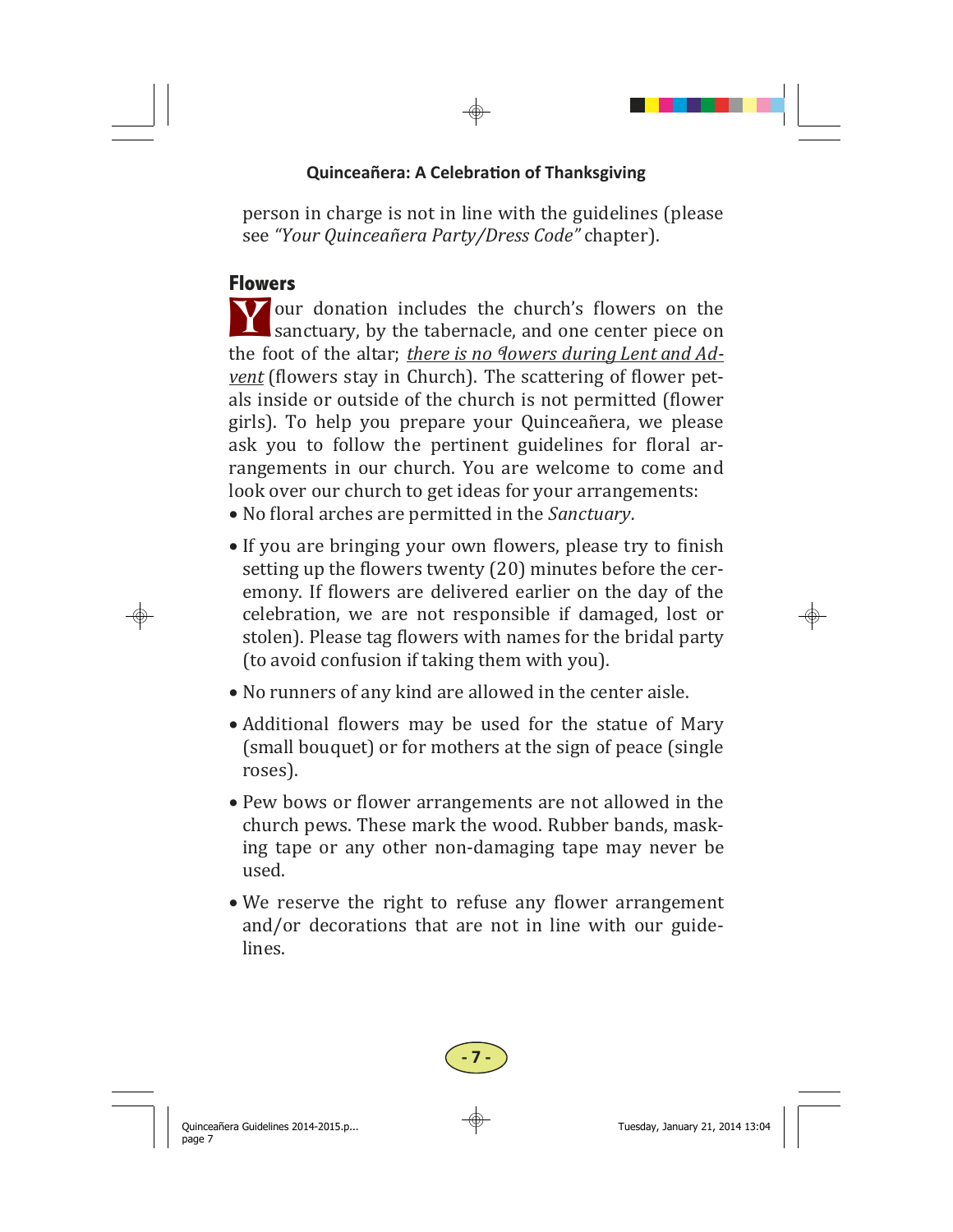person in charge is not in line with the guidelines (please see *"Your Quinceañera Party/Dress Code"* chapter).

## Flowers

Your donation includes the church's flowers on the sanctuary, by the tabernacle, and one center piece on the foot of the altar; *there is no flowers during Lent and Advent* (flowers stay in Church). The scattering of flower petals inside or outside of the church is not permitted (flower girls). To help you prepare your Quinceañera, we please ask you to follow the pertinent guidelines for floral arrangements in our church. You are welcome to come and look over our church to get ideas for your arrangements:

- No floral arches are permitted in the *Sanctuary.*
- If you are bringing your own flowers, please try to finish setting up the flowers twenty (20) minutes before the ceremony. If flowers are delivered earlier on the day of the celebration, we are not responsible if damaged, lost or stolen). Please tag flowers with names for the bridal party (to avoid confusion if taking them with you).
- No runners of any kind are allowed in the center aisle.
- Additional flowers may be used for the statue of Mary (small bouquet) or for mothers at the sign of peace (single roses).
- Pew bows or flower arrangements are not allowed in the church pews. These mark the wood. Rubber bands, masking tape or any other non-damaging tape may never be used.
- We reserve the right to refuse any flower arrangement and/or decorations that are not in line with our guidelines.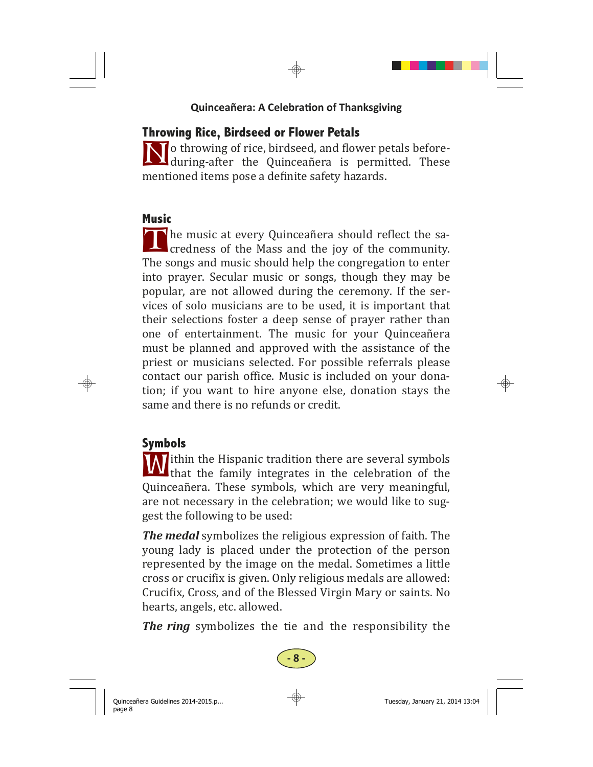## Throwing Rice, Birdseed or Flower Petals

No throwing of rice, birdseed, and flower petals before-during-after the Quinceañera is permitted. These mentioned items pose a definite safety hazards.

## Music

The music at every Quinceañera should reflect the sacredness of the Mass and the joy of the community. The songs and music should help the congregation to enter into prayer. Secular music or songs, though they may be popular, are not allowed during the ceremony. If the services of solo musicians are to be used, it is important that their selections foster a deep sense of prayer rather than one of entertainment. The music for your Quinceañera must be planned and approved with the assistance of the priest or musicians selected. For possible referrals please contact our parish office. Music is included on your donation; if you want to hire anyone else, donation stays the same and there is no refunds or credit.

## Symbols

Within the Hispanic tradition there are several symbols that the family integrates in the celebration of the Quinceañera. These symbols, which are very meaningful, are not necessary in the celebration; we would like to suggest the following to be used:

***The medal*** symbolizes the religious expression of faith. The young lady is placed under the protection of the person represented by the image on the medal. Sometimes a little cross or crucifix is given. Only religious medals are allowed: Crucifix, Cross, and of the Blessed Virgin Mary or saints. No hearts, angels, etc. allowed.

***The ring*** symbolizes the tie and the responsibility the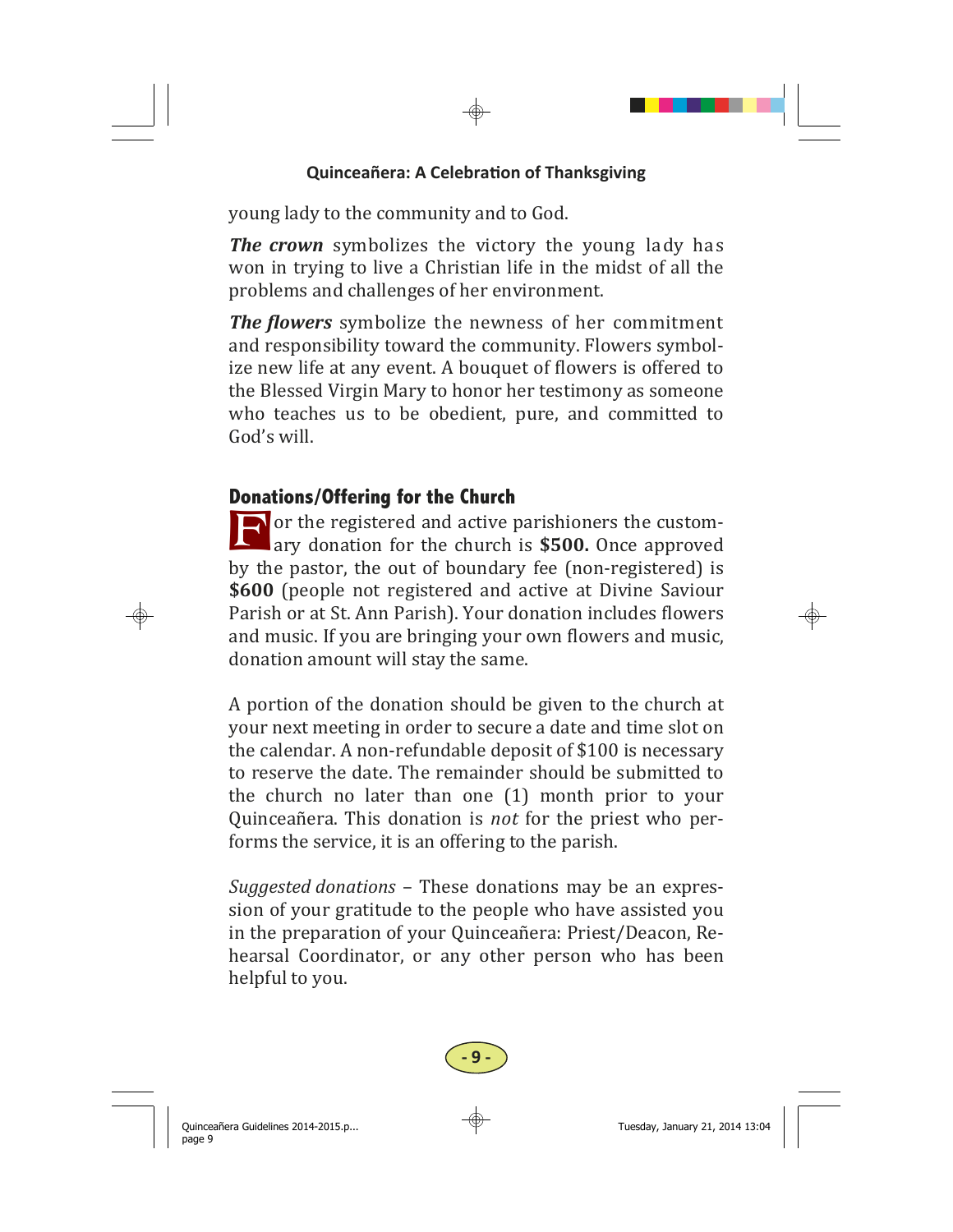young lady to the community and to God.

***The crown*** symbolizes the victory the young lady has won in trying to live a Christian life in the midst of all the problems and challenges of her environment.

***The flowers*** symbolize the newness of her commitment and responsibility toward the community. Flowers symbolize new life at any event. A bouquet of flowers is offered to the Blessed Virgin Mary to honor her testimony as someone who teaches us to be obedient, pure, and committed to God's will.

## Donations/Offering for the Church

For the registered and active parishioners the customary donation for the church is **$500.** Once approved by the pastor, the out of boundary fee (non-registered) is **$600** (people not registered and active at Divine Saviour Parish or at St. Ann Parish). Your donation includes flowers and music. If you are bringing your own flowers and music, donation amount will stay the same.

A portion of the donation should be given to the church at your next meeting in order to secure a date and time slot on the calendar. A non-refundable deposit of $100 is necessary to reserve the date. The remainder should be submitted to the church no later than one (1) month prior to your Quinceañera. This donation is *not* for the priest who performs the service, it is an offering to the parish.

*Suggested donations* – These donations may be an expression of your gratitude to the people who have assisted you in the preparation of your Quinceañera: Priest/Deacon, Rehearsal Coordinator, or any other person who has been helpful to you.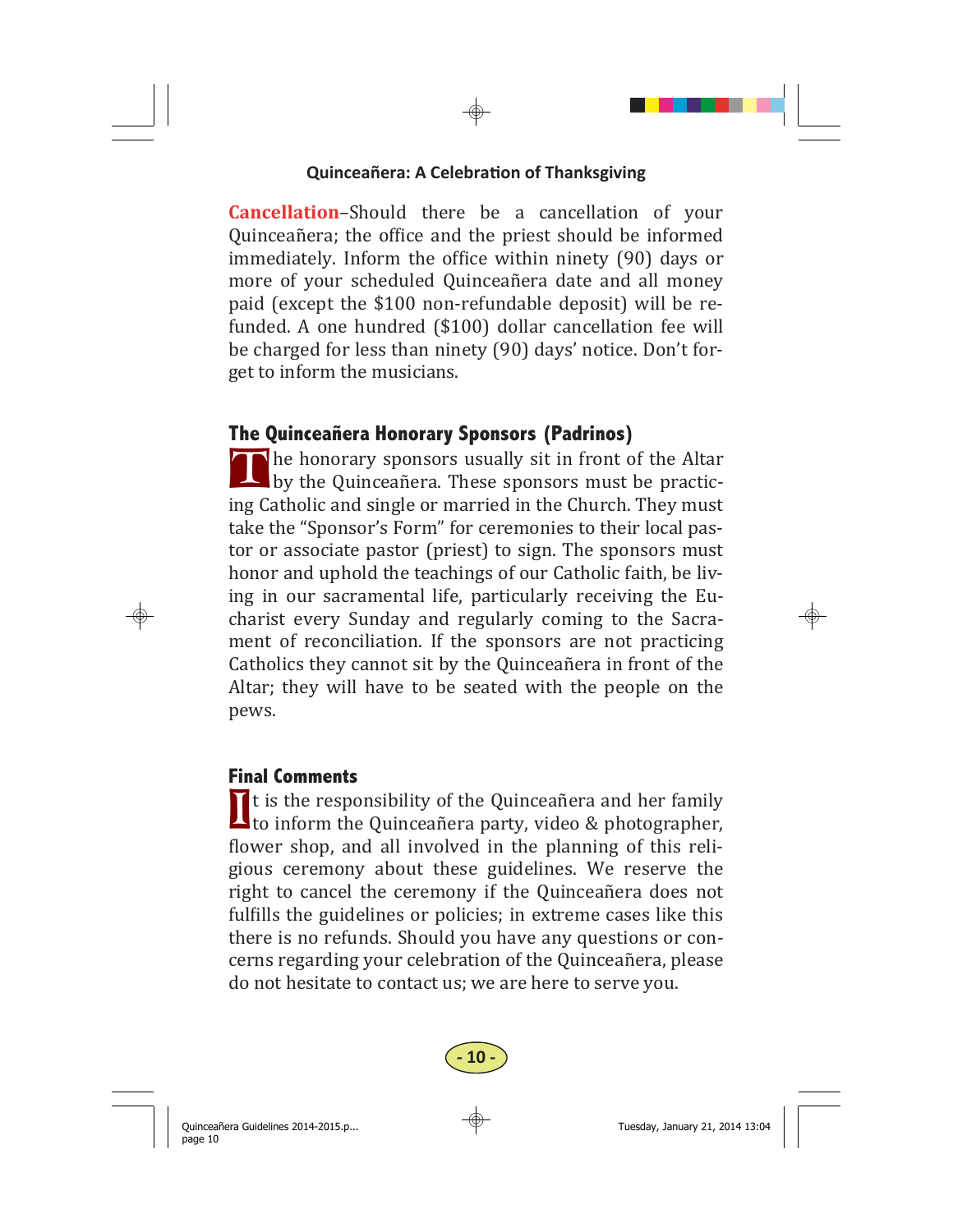**Cancellation**–Should there be a cancellation of your Quinceañera; the office and the priest should be informed immediately. Inform the office within ninety (90) days or more of your scheduled Quinceañera date and all money paid (except the $100 non-refundable deposit) will be refunded. A one hundred ($100) dollar cancellation fee will be charged for less than ninety (90) days' notice. Don't forget to inform the musicians.

## The Quinceañera Honorary Sponsors (Padrinos)

The honorary sponsors usually sit in front of the Altar by the Quinceañera. These sponsors must be practicing Catholic and single or married in the Church. They must take the "Sponsor's Form" for ceremonies to their local pastor or associate pastor (priest) to sign. The sponsors must honor and uphold the teachings of our Catholic faith, be living in our sacramental life, particularly receiving the Eucharist every Sunday and regularly coming to the Sacrament of reconciliation. If the sponsors are not practicing Catholics they cannot sit by the Quinceañera in front of the Altar; they will have to be seated with the people on the pews.

## Final Comments

It is the responsibility of the Quinceañera and her family to inform the Quinceañera party, video & photographer, flower shop, and all involved in the planning of this religious ceremony about these guidelines. We reserve the right to cancel the ceremony if the Quinceañera does not fulfills the guidelines or policies; in extreme cases like this there is no refunds. Should you have any questions or concerns regarding your celebration of the Quinceañera, please do not hesitate to contact us; we are here to serve you.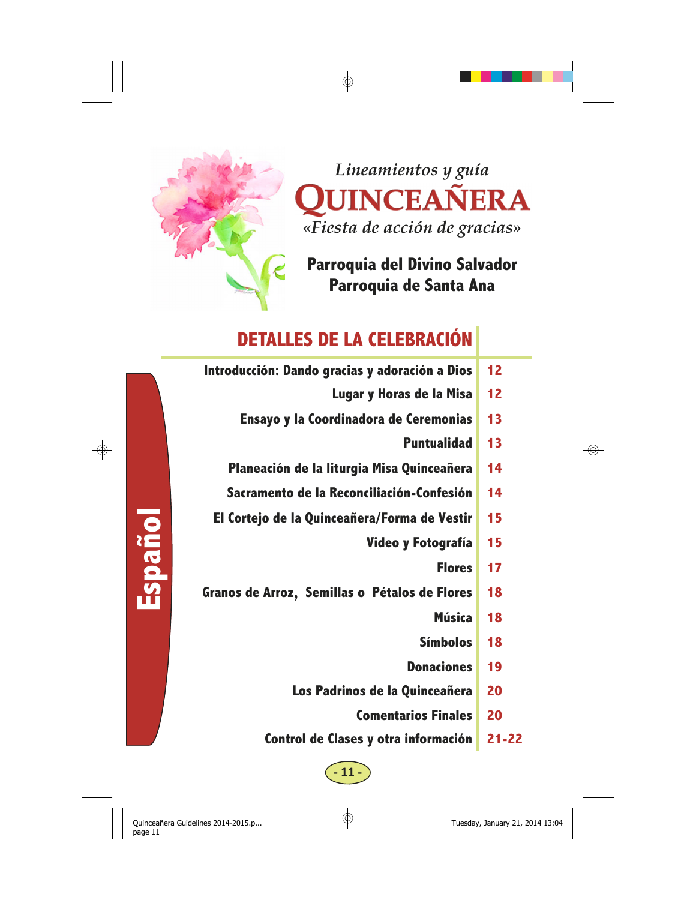*Lineamientos y guía*

# QUINCEAÑERA

*«Fiesta de acción de gracias»*

**Parroquia del Divino Salvador**
**Parroquia de Santa Ana**

## DETALLES DE LA CELEBRACIÓN

| | |
|---|---|
| Introducción: Dando gracias y adoración a Dios | 12 |
| Lugar y Horas de la Misa | 12 |
| Ensayo y la Coordinadora de Ceremonias | 13 |
| Puntualidad | 13 |
| Planeación de la liturgia Misa Quinceañera | 14 |
| Sacramento de la Reconciliación-Confesión | 14 |
| El Cortejo de la Quinceañera/Forma de Vestir | 15 |
| Video y Fotografía | 15 |
| Flores | 17 |
| Granos de Arroz, Semillas o Pétalos de Flores | 18 |
| Música | 18 |
| Símbolos | 18 |
| Donaciones | 19 |
| Los Padrinos de la Quinceañera | 20 |
| Comentarios Finales | 20 |
| Control de Clases y otra información | 21-22 |

**Español**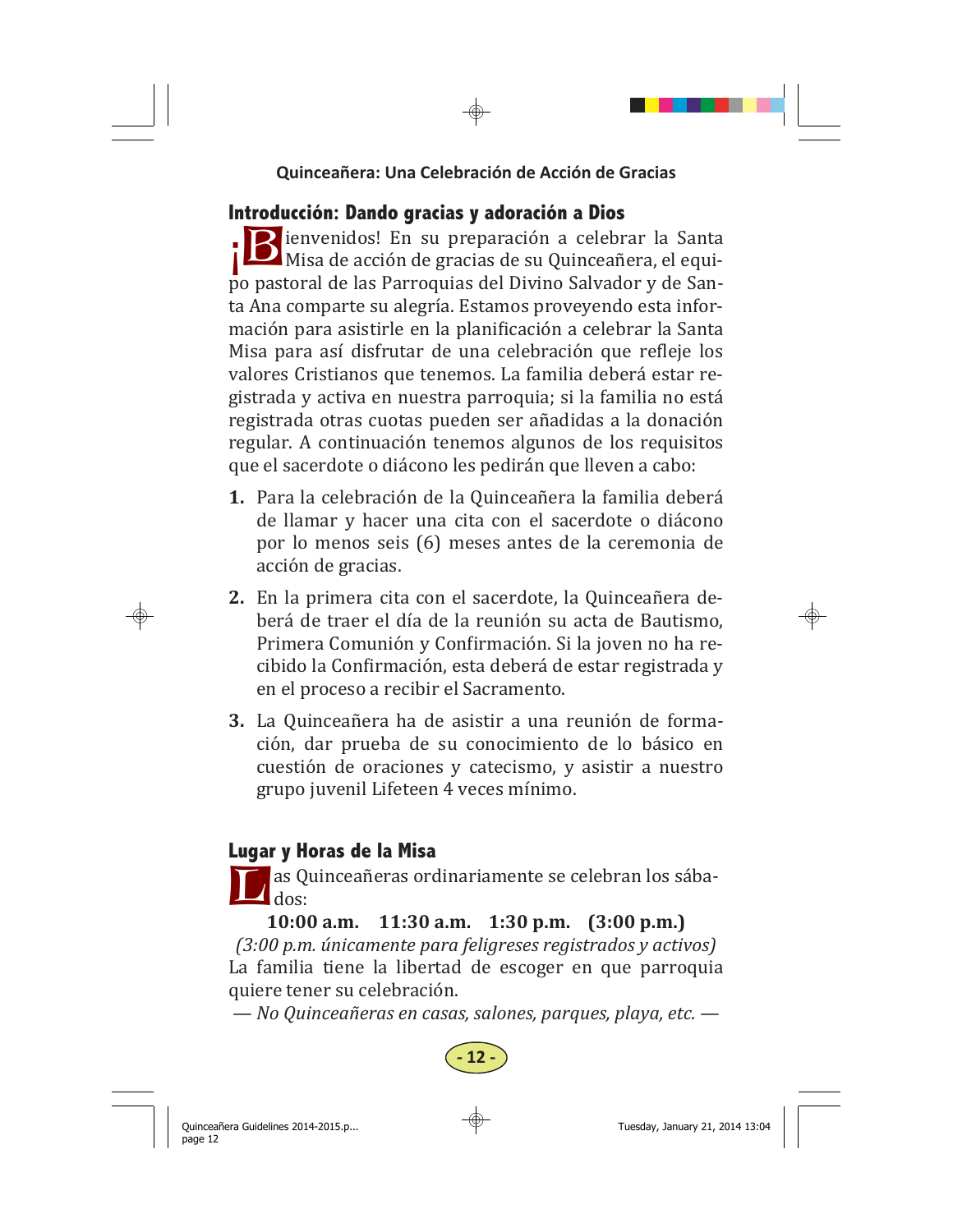## Introducción: Dando gracias y adoración a Dios

¡Bienvenidos! En su preparación a celebrar la Santa Misa de acción de gracias de su Quinceañera, el equipo pastoral de las Parroquias del Divino Salvador y de Santa Ana comparte su alegría. Estamos proveyendo esta información para asistirle en la planificación a celebrar la Santa Misa para así disfrutar de una celebración que refleje los valores Cristianos que tenemos. La familia deberá estar registrada y activa en nuestra parroquia; si la familia no está registrada otras cuotas pueden ser añadidas a la donación regular. A continuación tenemos algunos de los requisitos que el sacerdote o diácono les pedirán que lleven a cabo:

1. Para la celebración de la Quinceañera la familia deberá de llamar y hacer una cita con el sacerdote o diácono por lo menos seis (6) meses antes de la ceremonia de acción de gracias.
2. En la primera cita con el sacerdote, la Quinceañera deberá de traer el día de la reunión su acta de Bautismo, Primera Comunión y Confirmación. Si la joven no ha recibido la Confirmación, esta deberá de estar registrada y en el proceso a recibir el Sacramento.
3. La Quinceañera ha de asistir a una reunión de formación, dar prueba de su conocimiento de lo básico en cuestión de oraciones y catecismo, y asistir a nuestro grupo juvenil Lifeteen 4 veces mínimo.

## Lugar y Horas de la Misa

Las Quinceañeras ordinariamente se celebran los sábados:

**10:00 a.m. 11:30 a.m. 1:30 p.m. (3:00 p.m.)**

*(3:00 p.m. únicamente para feligreses registrados y activos)*

La familia tiene la libertad de escoger en que parroquia quiere tener su celebración.

— *No Quinceañeras en casas, salones, parques, playa, etc.* —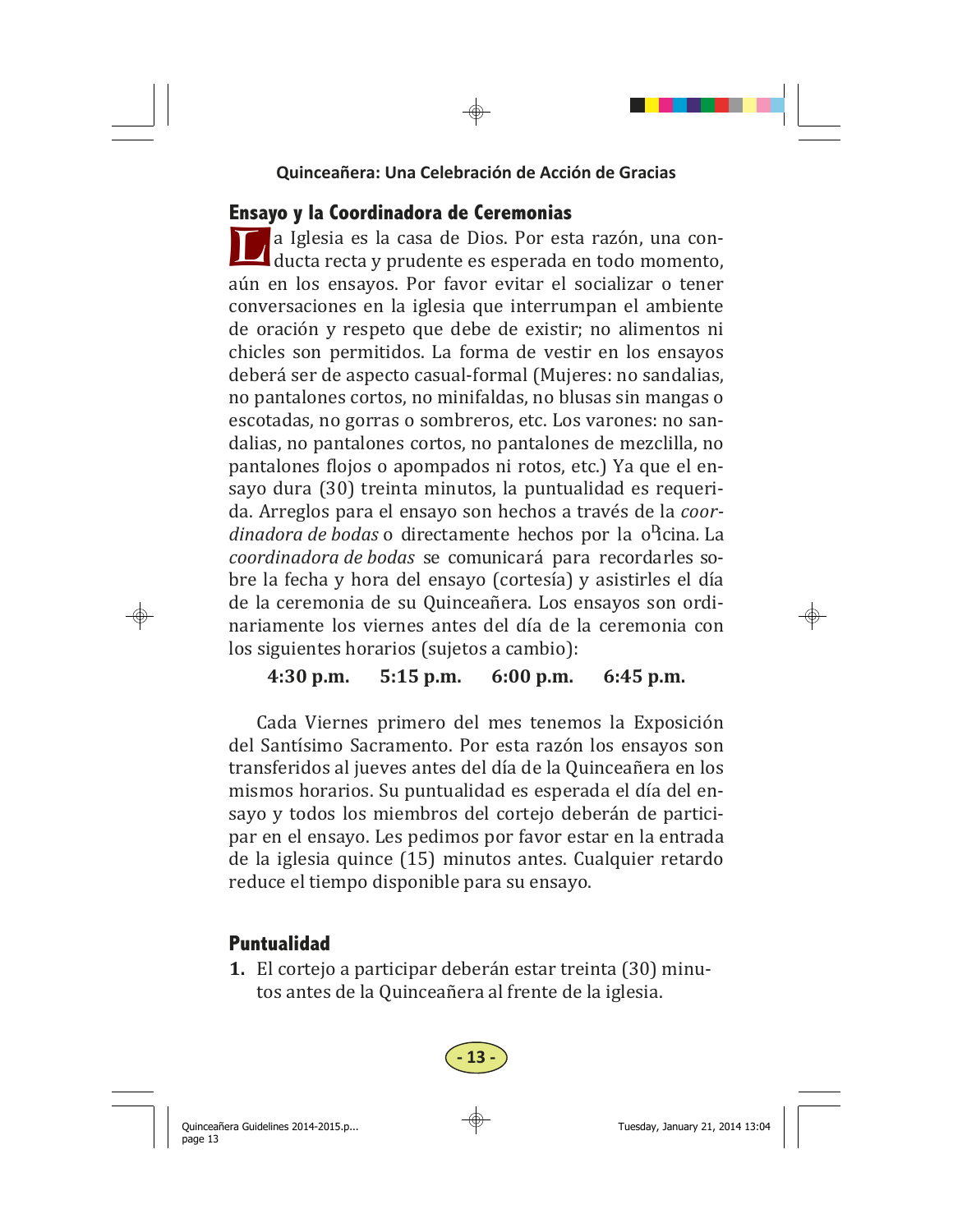## Ensayo y la Coordinadora de Ceremonias

La Iglesia es la casa de Dios. Por esta razón, una conducta recta y prudente es esperada en todo momento, aún en los ensayos. Por favor evitar el socializar o tener conversaciones en la iglesia que interrumpan el ambiente de oración y respeto que debe de existir; no alimentos ni chicles son permitidos. La forma de vestir en los ensayos deberá ser de aspecto casual-formal (Mujeres: no sandalias, no pantalones cortos, no minifaldas, no blusas sin mangas o escotadas, no gorras o sombreros, etc. Los varones: no sandalias, no pantalones cortos, no pantalones de mezclilla, no pantalones flojos o apompados ni rotos, etc.) Ya que el ensayo dura (30) treinta minutos, la puntualidad es requerida. Arreglos para el ensayo son hechos a través de la *coordinadora de bodas* o directamente hechos por la oficina. La *coordinadora de bodas* se comunicará para recordarles sobre la fecha y hora del ensayo (cortesía) y asistirles el día de la ceremonia de su Quinceañera. Los ensayos son ordinariamente los viernes antes del día de la ceremonia con los siguientes horarios (sujetos a cambio):

**4:30 p.m.  5:15 p.m.  6:00 p.m.  6:45 p.m.**

Cada Viernes primero del mes tenemos la Exposición del Santísimo Sacramento. Por esta razón los ensayos son transferidos al jueves antes del día de la Quinceañera en los mismos horarios. Su puntualidad es esperada el día del ensayo y todos los miembros del cortejo deberán de participar en el ensayo. Les pedimos por favor estar en la entrada de la iglesia quince (15) minutos antes. Cualquier retardo reduce el tiempo disponible para su ensayo.

## Puntualidad

1. El cortejo a participar deberán estar treinta (30) minutos antes de la Quinceañera al frente de la iglesia.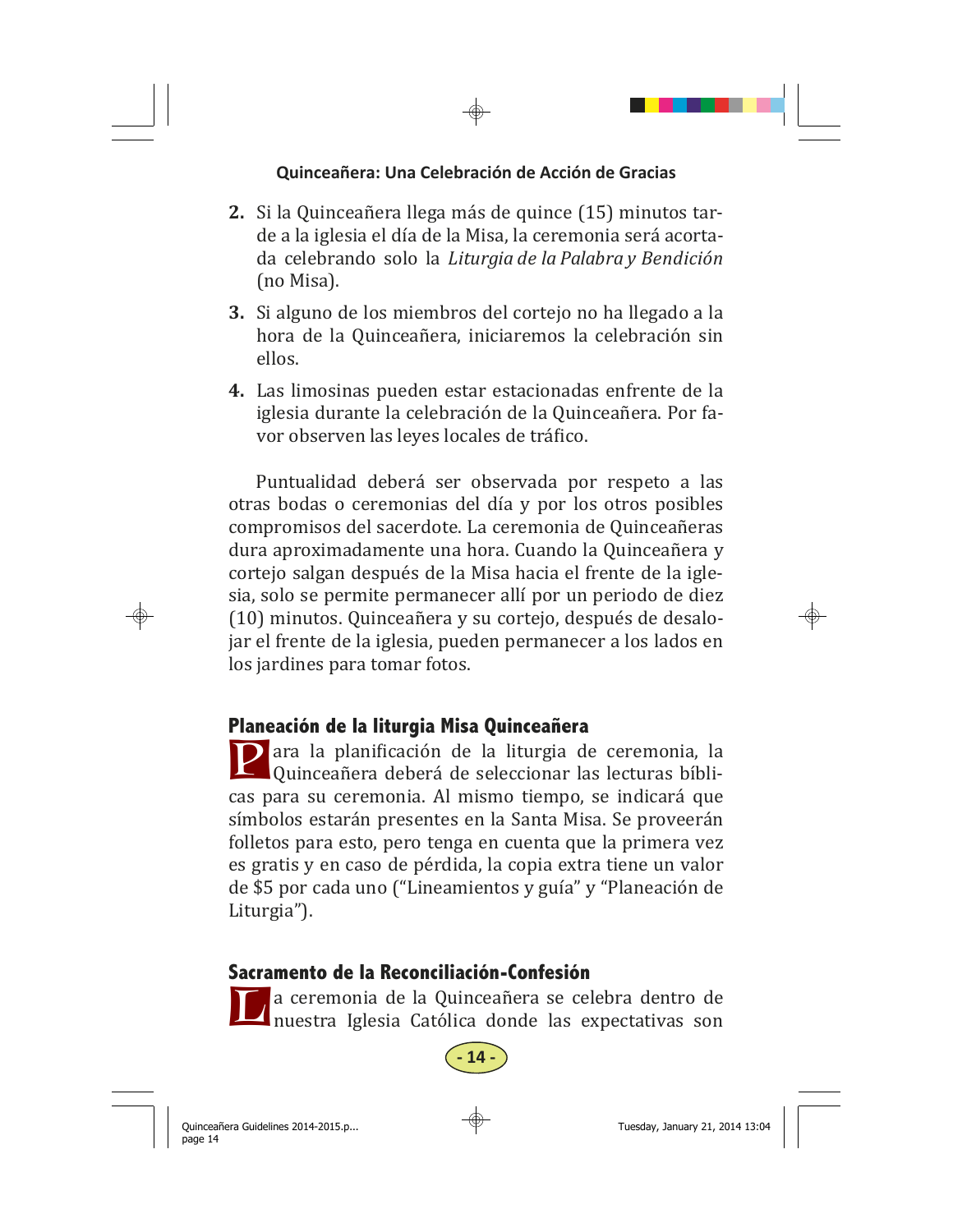2. Si la Quinceañera llega más de quince (15) minutos tarde a la iglesia el día de la Misa, la ceremonia será acortada celebrando solo la *Liturgia de la Palabra y Bendición* (no Misa).
3. Si alguno de los miembros del cortejo no ha llegado a la hora de la Quinceañera, iniciaremos la celebración sin ellos.
4. Las limosinas pueden estar estacionadas enfrente de la iglesia durante la celebración de la Quinceañera. Por favor observen las leyes locales de tráfico.

Puntualidad deberá ser observada por respeto a las otras bodas o ceremonias del día y por los otros posibles compromisos del sacerdote. La ceremonia de Quinceañeras dura aproximadamente una hora. Cuando la Quinceañera y cortejo salgan después de la Misa hacia el frente de la iglesia, solo se permite permanecer allí por un periodo de diez (10) minutos. Quinceañera y su cortejo, después de desalojar el frente de la iglesia, pueden permanecer a los lados en los jardines para tomar fotos.

## Planeación de la liturgia Misa Quinceañera

Para la planificación de la liturgia de ceremonia, la Quinceañera deberá de seleccionar las lecturas bíblicas para su ceremonia. Al mismo tiempo, se indicará que símbolos estarán presentes en la Santa Misa. Se proveerán folletos para esto, pero tenga en cuenta que la primera vez es gratis y en caso de pérdida, la copia extra tiene un valor de $5 por cada uno ("Lineamientos y guía" y "Planeación de Liturgia").

## Sacramento de la Reconciliación-Confesión

La ceremonia de la Quinceañera se celebra dentro de nuestra Iglesia Católica donde las expectativas son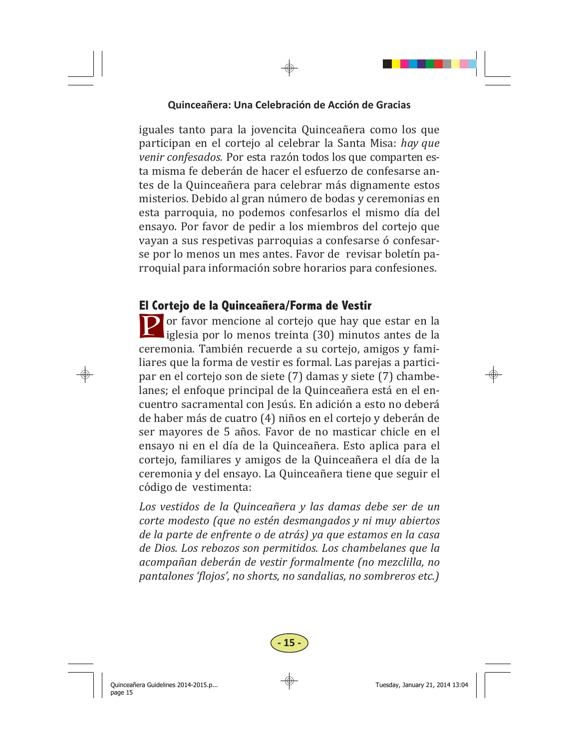iguales tanto para la jovencita Quinceañera como los que participan en el cortejo al celebrar la Santa Misa: *hay que venir confesados.* Por esta razón todos los que comparten esta misma fe deberán de hacer el esfuerzo de confesarse antes de la Quinceañera para celebrar más dignamente estos misterios. Debido al gran número de bodas y ceremonias en esta parroquia, no podemos confesarlos el mismo día del ensayo. Por favor de pedir a los miembros del cortejo que vayan a sus respetivas parroquias a confesarse ó confesarse por lo menos un mes antes. Favor de revisar boletín parroquial para información sobre horarios para confesiones.

## El Cortejo de la Quinceañera/Forma de Vestir

Por favor mencione al cortejo que hay que estar en la iglesia por lo menos treinta (30) minutos antes de la ceremonia. También recuerde a su cortejo, amigos y familiares que la forma de vestir es formal. Las parejas a participar en el cortejo son de siete (7) damas y siete (7) chambelanes; el enfoque principal de la Quinceañera está en el encuentro sacramental con Jesús. En adición a esto no deberá de haber más de cuatro (4) niños en el cortejo y deberán de ser mayores de 5 años. Favor de no masticar chicle en el ensayo ni en el día de la Quinceañera. Esto aplica para el cortejo, familiares y amigos de la Quinceañera el día de la ceremonia y del ensayo. La Quinceañera tiene que seguir el código de vestimenta:

*Los vestidos de la Quinceañera y las damas debe ser de un corte modesto (que no estén desmangados y ni muy abiertos de la parte de enfrente o de atrás) ya que estamos en la casa de Dios. Los rebozos son permitidos. Los chambelanes que la acompañan deberán de vestir formalmente (no mezclilla, no pantalones 'flojos', no shorts, no sandalias, no sombreros etc.)*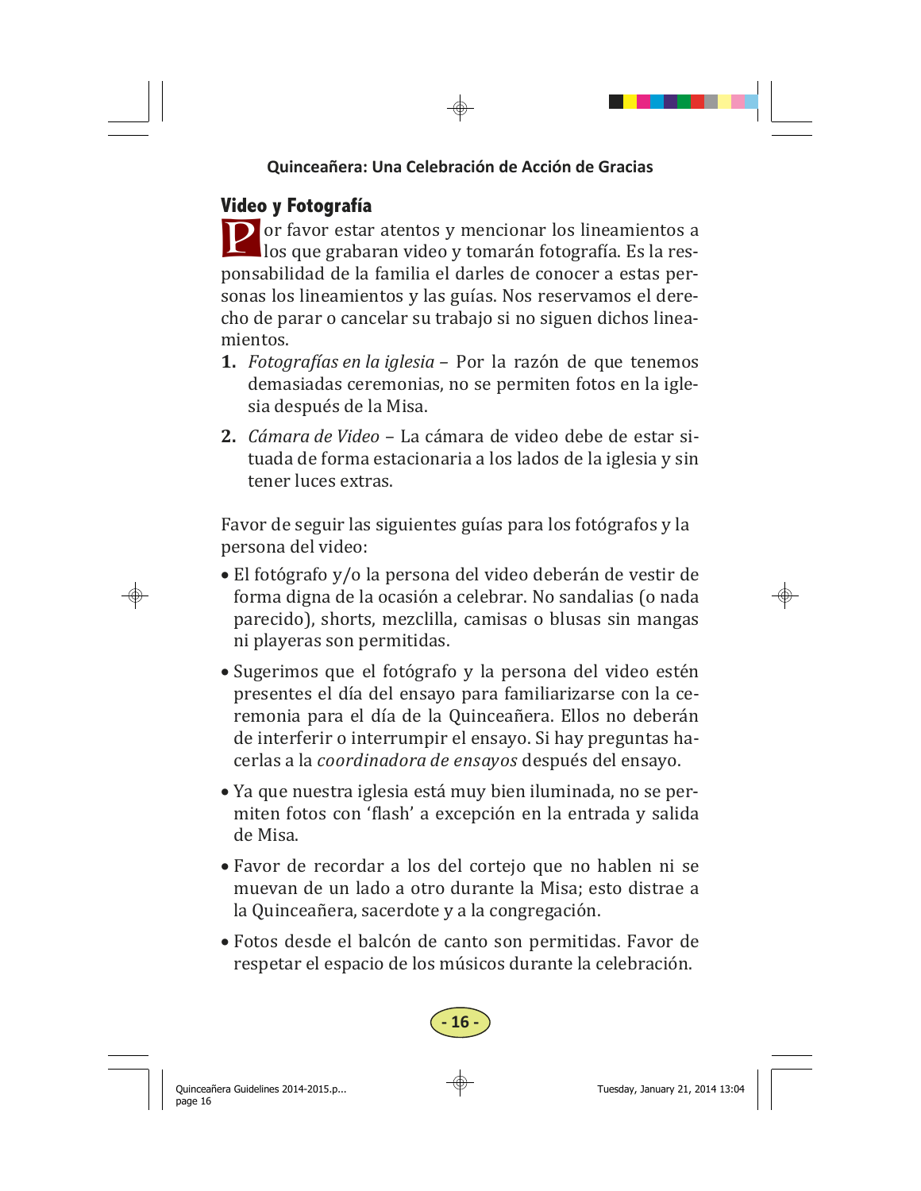## Video y Fotografía

Por favor estar atentos y mencionar los lineamientos a los que grabaran video y tomarán fotografía. Es la responsabilidad de la familia el darles de conocer a estas personas los lineamientos y las guías. Nos reservamos el derecho de parar o cancelar su trabajo si no siguen dichos lineamientos.

1. *Fotografías en la iglesia* – Por la razón de que tenemos demasiadas ceremonias, no se permiten fotos en la iglesia después de la Misa.
2. *Cámara de Video* – La cámara de video debe de estar situada de forma estacionaria a los lados de la iglesia y sin tener luces extras.

Favor de seguir las siguientes guías para los fotógrafos y la persona del video:

- El fotógrafo y/o la persona del video deberán de vestir de forma digna de la ocasión a celebrar. No sandalias (o nada parecido), shorts, mezclilla, camisas o blusas sin mangas ni playeras son permitidas.
- Sugerimos que el fotógrafo y la persona del video estén presentes el día del ensayo para familiarizarse con la ceremonia para el día de la Quinceañera. Ellos no deberán de interferir o interrumpir el ensayo. Si hay preguntas hacerlas a la *coordinadora de ensayos* después del ensayo.
- Ya que nuestra iglesia está muy bien iluminada, no se permiten fotos con 'flash' a excepción en la entrada y salida de Misa.
- Favor de recordar a los del cortejo que no hablen ni se muevan de un lado a otro durante la Misa; esto distrae a la Quinceañera, sacerdote y a la congregación.
- Fotos desde el balcón de canto son permitidas. Favor de respetar el espacio de los músicos durante la celebración.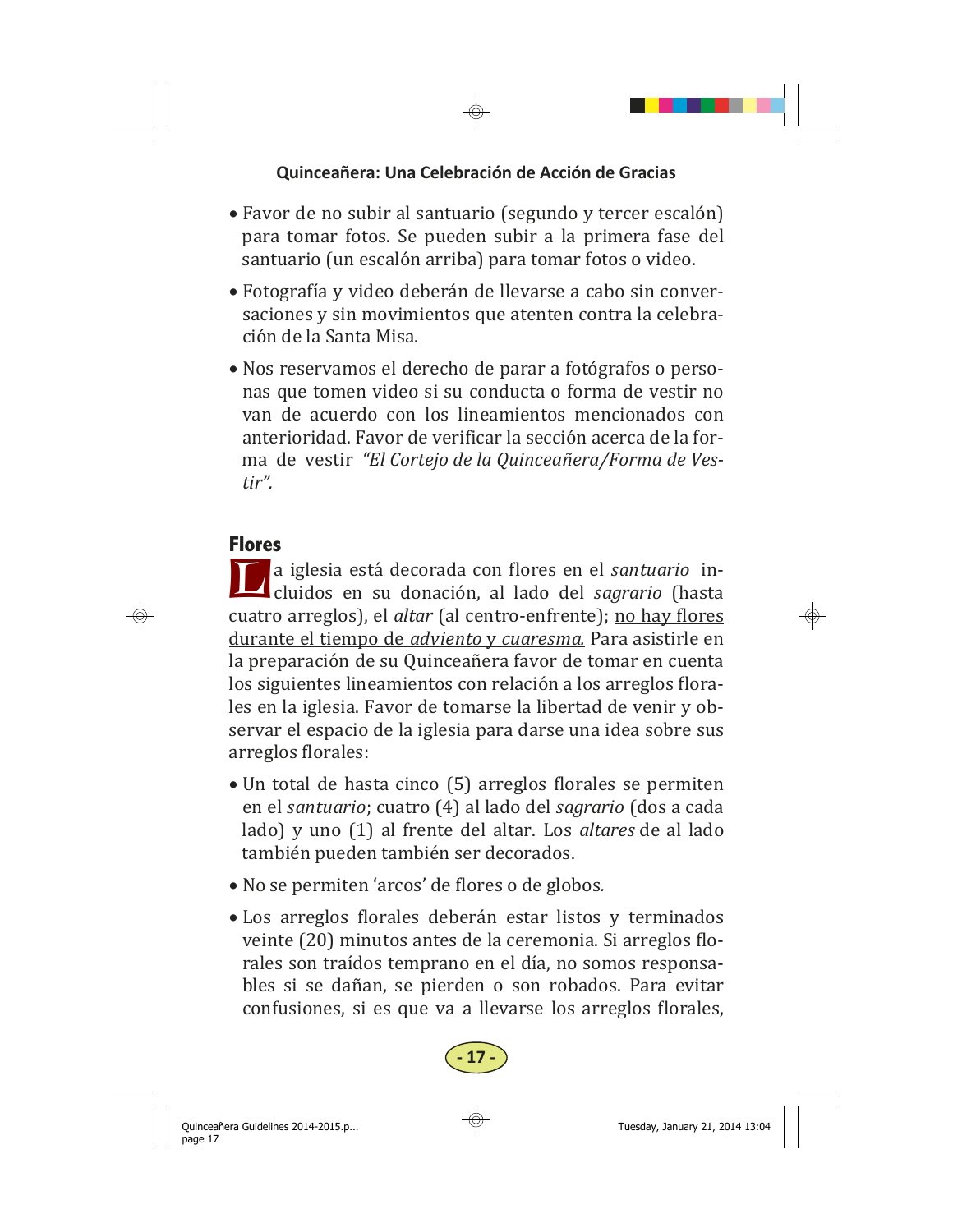- Favor de no subir al santuario (segundo y tercer escalón) para tomar fotos. Se pueden subir a la primera fase del santuario (un escalón arriba) para tomar fotos o video.
- Fotografía y video deberán de llevarse a cabo sin conversaciones y sin movimientos que atenten contra la celebración de la Santa Misa.
- Nos reservamos el derecho de parar a fotógrafos o personas que tomen video si su conducta o forma de vestir no van de acuerdo con los lineamientos mencionados con anterioridad. Favor de verificar la sección acerca de la forma de vestir *"El Cortejo de la Quinceañera/Forma de Vestir".*

## Flores

La iglesia está decorada con flores en el *santuario* incluidos en su donación, al lado del *sagrario* (hasta cuatro arreglos), el *altar* (al centro-enfrente); <u>no hay flores durante el tiempo de *adviento* y *cuaresma*.</u> Para asistirle en la preparación de su Quinceañera favor de tomar en cuenta los siguientes lineamientos con relación a los arreglos florales en la iglesia. Favor de tomarse la libertad de venir y observar el espacio de la iglesia para darse una idea sobre sus arreglos florales:

- Un total de hasta cinco (5) arreglos florales se permiten en el *santuario*; cuatro (4) al lado del *sagrario* (dos a cada lado) y uno (1) al frente del altar. Los *altares* de al lado también pueden también ser decorados.
- No se permiten 'arcos' de flores o de globos.
- Los arreglos florales deberán estar listos y terminados veinte (20) minutos antes de la ceremonia. Si arreglos florales son traídos temprano en el día, no somos responsables si se dañan, se pierden o son robados. Para evitar confusiones, si es que va a llevarse los arreglos florales,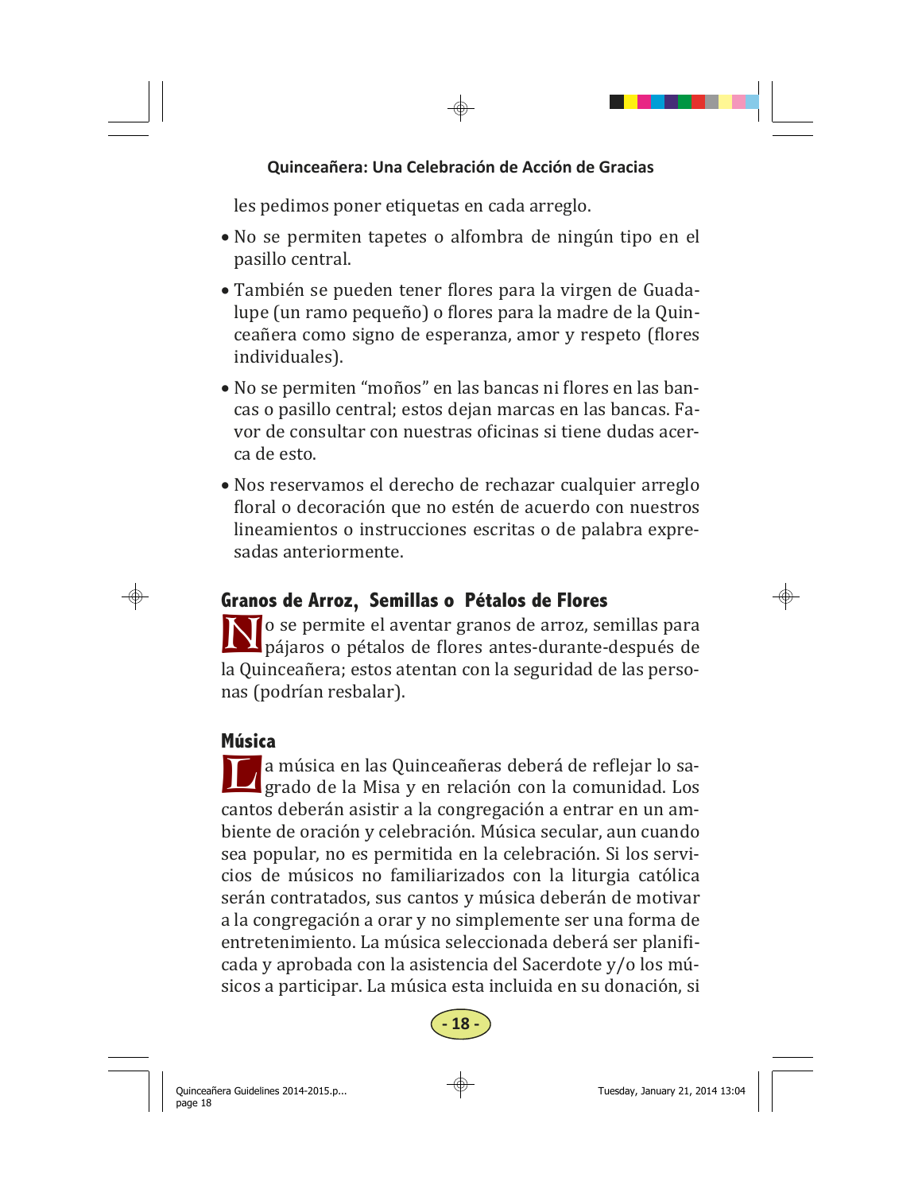les pedimos poner etiquetas en cada arreglo.

- No se permiten tapetes o alfombra de ningún tipo en el pasillo central.
- También se pueden tener flores para la virgen de Guadalupe (un ramo pequeño) o flores para la madre de la Quinceañera como signo de esperanza, amor y respeto (flores individuales).
- No se permiten "moños" en las bancas ni flores en las bancas o pasillo central; estos dejan marcas en las bancas. Favor de consultar con nuestras oficinas si tiene dudas acerca de esto.
- Nos reservamos el derecho de rechazar cualquier arreglo floral o decoración que no estén de acuerdo con nuestros lineamientos o instrucciones escritas o de palabra expresadas anteriormente.

## Granos de Arroz, Semillas o Pétalos de Flores

No se permite el aventar granos de arroz, semillas para pájaros o pétalos de flores antes-durante-después de la Quinceañera; estos atentan con la seguridad de las personas (podrían resbalar).

## Música

La música en las Quinceañeras deberá de reflejar lo sagrado de la Misa y en relación con la comunidad. Los cantos deberán asistir a la congregación a entrar en un ambiente de oración y celebración. Música secular, aun cuando sea popular, no es permitida en la celebración. Si los servicios de músicos no familiarizados con la liturgia católica serán contratados, sus cantos y música deberán de motivar a la congregación a orar y no simplemente ser una forma de entretenimiento. La música seleccionada deberá ser planificada y aprobada con la asistencia del Sacerdote y/o los músicos a participar. La música esta incluida en su donación, si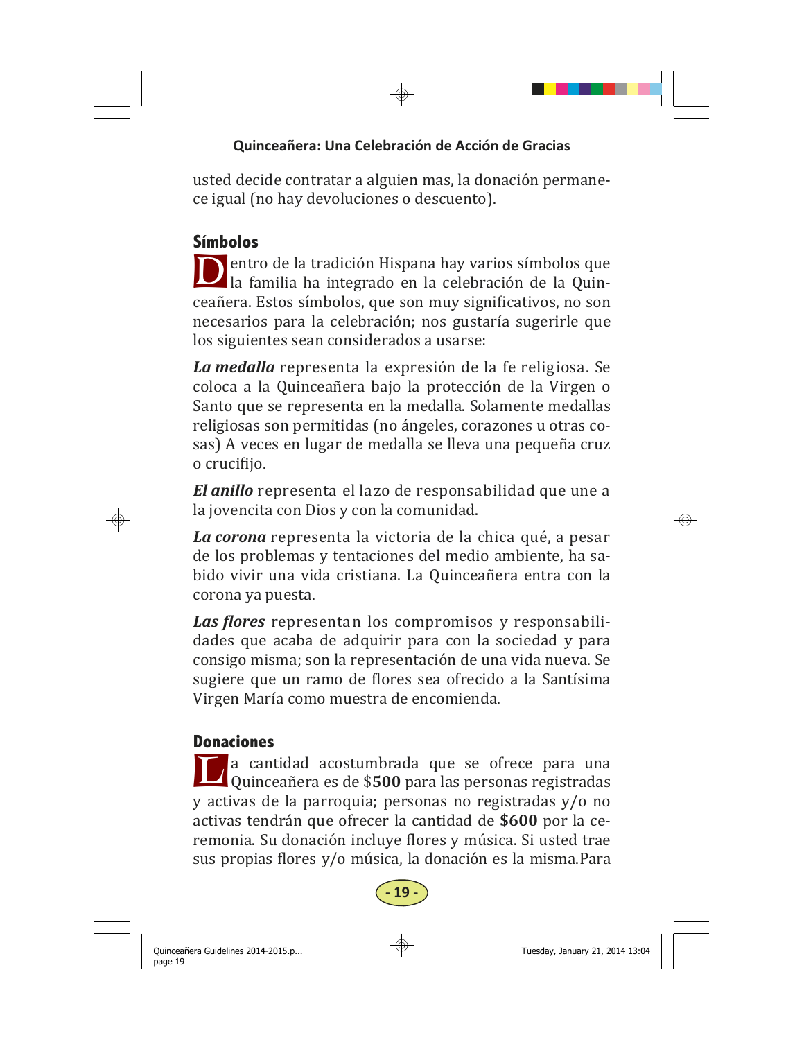usted decide contratar a alguien mas, la donación permanece igual (no hay devoluciones o descuento).

## Símbolos

Dentro de la tradición Hispana hay varios símbolos que la familia ha integrado en la celebración de la Quinceañera. Estos símbolos, que son muy significativos, no son necesarios para la celebración; nos gustaría sugerirle que los siguientes sean considerados a usarse:

***La medalla*** representa la expresión de la fe religiosa. Se coloca a la Quinceañera bajo la protección de la Virgen o Santo que se representa en la medalla. Solamente medallas religiosas son permitidas (no ángeles, corazones u otras cosas) A veces en lugar de medalla se lleva una pequeña cruz o crucifijo.

***El anillo*** representa el lazo de responsabilidad que une a la jovencita con Dios y con la comunidad.

***La corona*** representa la victoria de la chica qué, a pesar de los problemas y tentaciones del medio ambiente, ha sabido vivir una vida cristiana. La Quinceañera entra con la corona ya puesta.

***Las flores*** representan los compromisos y responsabilidades que acaba de adquirir para con la sociedad y para consigo misma; son la representación de una vida nueva. Se sugiere que un ramo de flores sea ofrecido a la Santísima Virgen María como muestra de encomienda.

## Donaciones

La cantidad acostumbrada que se ofrece para una Quinceañera es de $**500** para las personas registradas y activas de la parroquia; personas no registradas y/o no activas tendrán que ofrecer la cantidad de **$600** por la ceremonia. Su donación incluye flores y música. Si usted trae sus propias flores y/o música, la donación es la misma.Para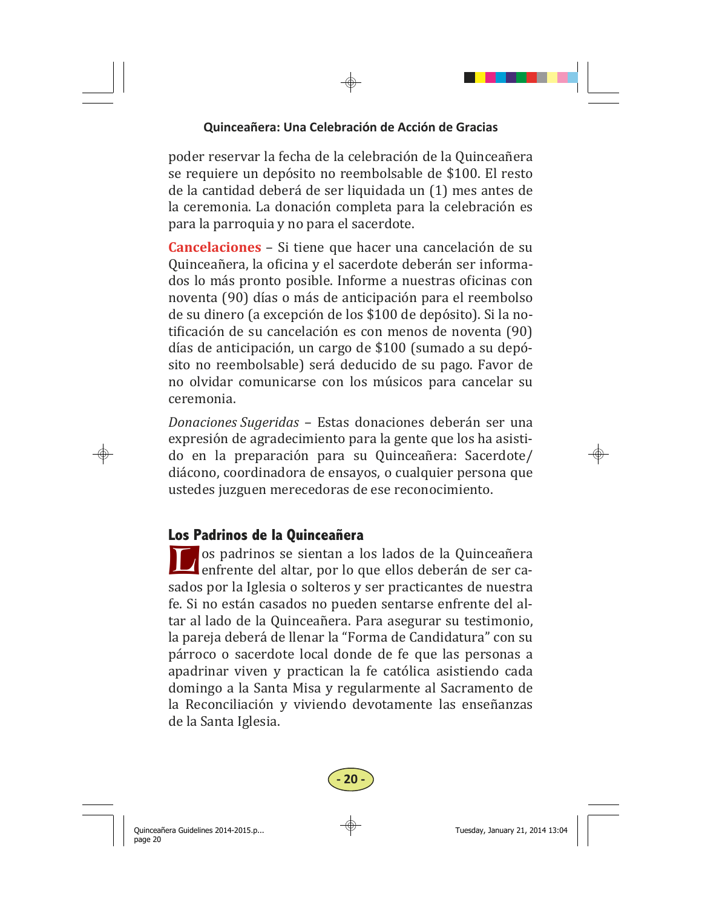poder reservar la fecha de la celebración de la Quinceañera se requiere un depósito no reembolsable de $100. El resto de la cantidad deberá de ser liquidada un (1) mes antes de la ceremonia. La donación completa para la celebración es para la parroquia y no para el sacerdote.

**Cancelaciones** – Si tiene que hacer una cancelación de su Quinceañera, la oficina y el sacerdote deberán ser informados lo más pronto posible. Informe a nuestras oficinas con noventa (90) días o más de anticipación para el reembolso de su dinero (a excepción de los $100 de depósito). Si la notificación de su cancelación es con menos de noventa (90) días de anticipación, un cargo de $100 (sumado a su depósito no reembolsable) será deducido de su pago. Favor de no olvidar comunicarse con los músicos para cancelar su ceremonia.

*Donaciones Sugeridas* – Estas donaciones deberán ser una expresión de agradecimiento para la gente que los ha asistido en la preparación para su Quinceañera: Sacerdote/diácono, coordinadora de ensayos, o cualquier persona que ustedes juzguen merecedoras de ese reconocimiento.

## Los Padrinos de la Quinceañera

Los padrinos se sientan a los lados de la Quinceañera enfrente del altar, por lo que ellos deberán de ser casados por la Iglesia o solteros y ser practicantes de nuestra fe. Si no están casados no pueden sentarse enfrente del altar al lado de la Quinceañera. Para asegurar su testimonio, la pareja deberá de llenar la "Forma de Candidatura" con su párroco o sacerdote local donde de fe que las personas a apadrinar viven y practican la fe católica asistiendo cada domingo a la Santa Misa y regularmente al Sacramento de la Reconciliación y viviendo devotamente las enseñanzas de la Santa Iglesia.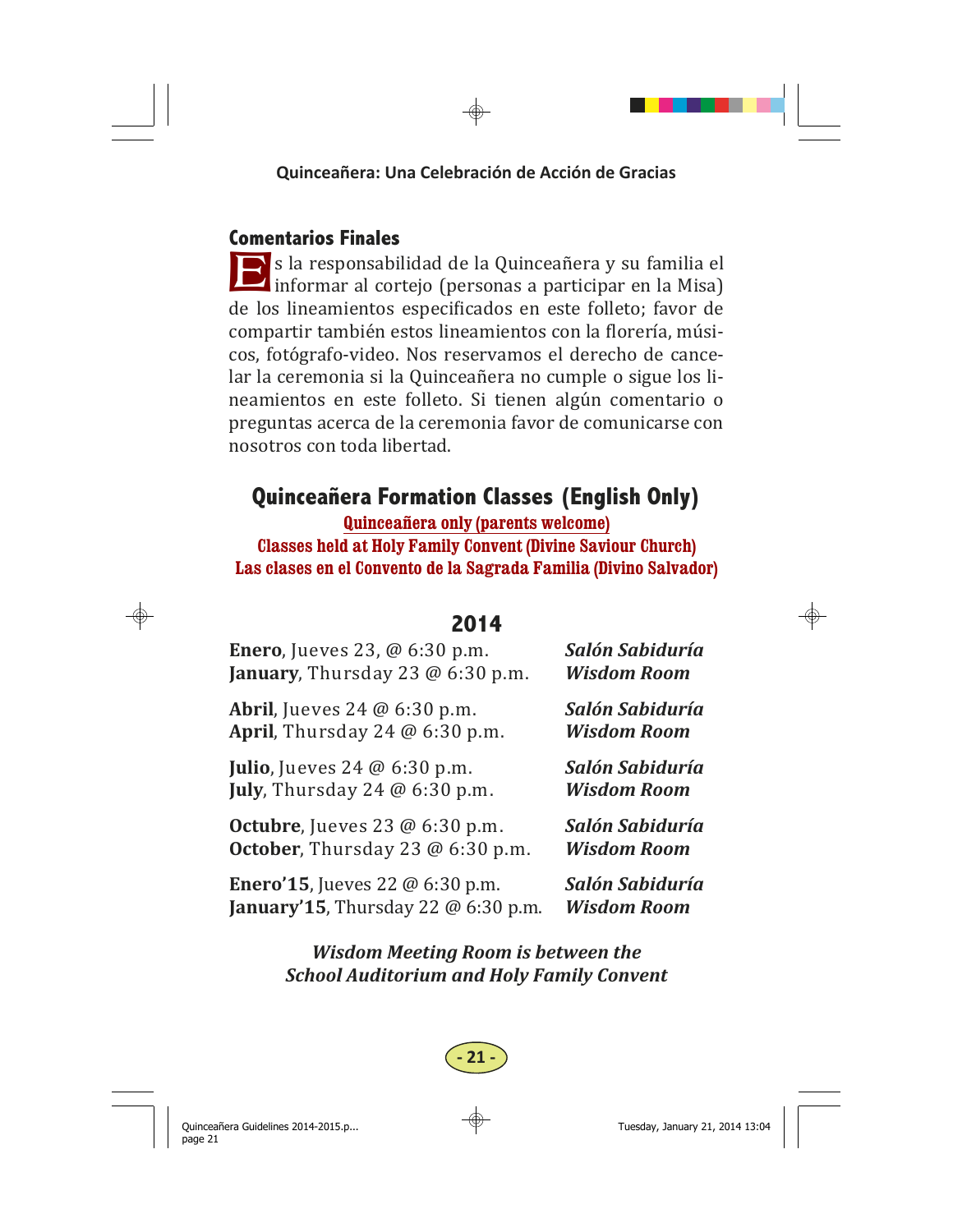## Comentarios Finales

Es la responsabilidad de la Quinceañera y su familia el informar al cortejo (personas a participar en la Misa) de los lineamientos especificados en este folleto; favor de compartir también estos lineamientos con la florería, músicos, fotógrafo-video. Nos reservamos el derecho de cancelar la ceremonia si la Quinceañera no cumple o sigue los lineamientos en este folleto. Si tienen algún comentario o preguntas acerca de la ceremonia favor de comunicarse con nosotros con toda libertad.

## Quinceañera Formation Classes (English Only)

**Quinceañera only (parents welcome)**

**Classes held at Holy Family Convent (Divine Saviour Church)**

**Las clases en el Convento de la Sagrada Familia (Divino Salvador)**

### 2014

| | |
|---|---|
| **Enero**, Jueves 23, @ 6:30 p.m.<br>**January**, Thursday 23 @ 6:30 p.m. | ***Salón Sabiduría***<br>***Wisdom Room*** |
| **Abril**, Jueves 24 @ 6:30 p.m.<br>**April**, Thursday 24 @ 6:30 p.m. | ***Salón Sabiduría***<br>***Wisdom Room*** |
| **Julio**, Jueves 24 @ 6:30 p.m.<br>**July**, Thursday 24 @ 6:30 p.m. | ***Salón Sabiduría***<br>***Wisdom Room*** |
| **Octubre**, Jueves 23 @ 6:30 p.m.<br>**October**, Thursday 23 @ 6:30 p.m. | ***Salón Sabiduría***<br>***Wisdom Room*** |
| **Enero'15**, Jueves 22 @ 6:30 p.m.<br>**January'15**, Thursday 22 @ 6:30 p.m. | ***Salón Sabiduría***<br>***Wisdom Room*** |

***Wisdom Meeting Room is between the School Auditorium and Holy Family Convent***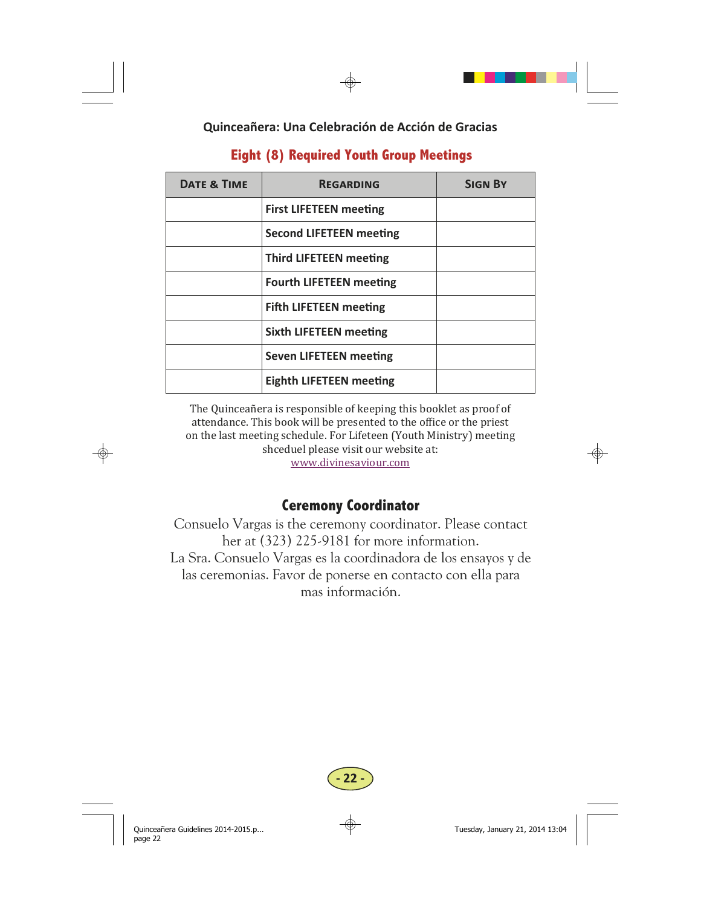Quinceañera: Una Celebración de Acción de Gracias

## Eight (8) Required Youth Group Meetings

| Date & Time | Regarding | Sign By |
|---|---|---|
| | **First LIFETEEN meeting** | |
| | **Second LIFETEEN meeting** | |
| | **Third LIFETEEN meeting** | |
| | **Fourth LIFETEEN meeting** | |
| | **Fifth LIFETEEN meeting** | |
| | **Sixth LIFETEEN meeting** | |
| | **Seven LIFETEEN meeting** | |
| | **Eighth LIFETEEN meeting** | |

The Quinceañera is responsible of keeping this booklet as proof of attendance. This book will be presented to the office or the priest on the last meeting schedule. For Lifeteen (Youth Ministry) meeting shceduel please visit our website at: www.divinesaviour.com

## Ceremony Coordinator

Consuelo Vargas is the ceremony coordinator. Please contact her at (323) 225-9181 for more information.

La Sra. Consuelo Vargas es la coordinadora de los ensayos y de las ceremonias. Favor de ponerse en contacto con ella para mas información.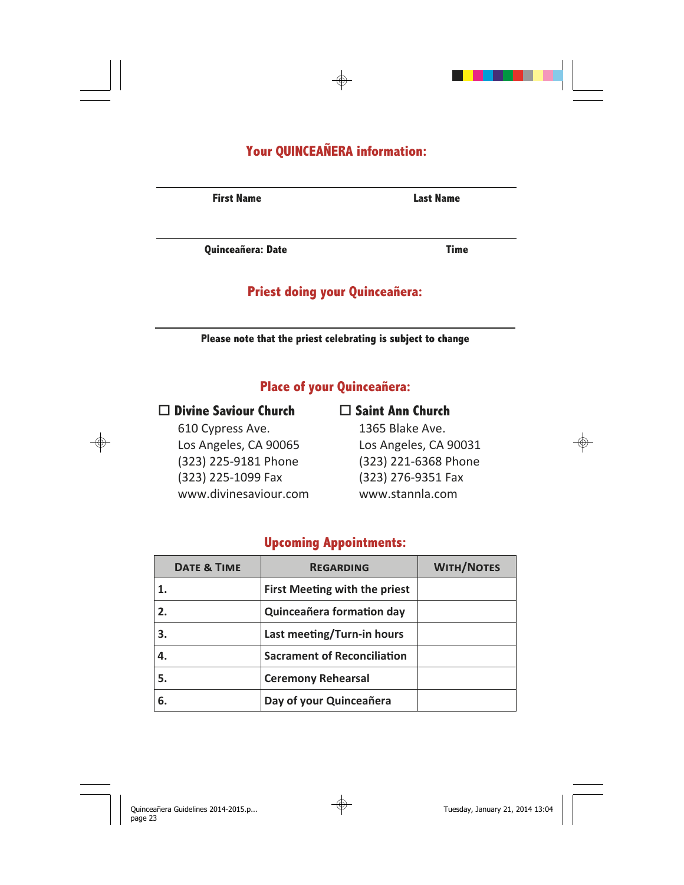## Your QUINCEAÑERA information:

**First Name** **Last Name**

**Quinceañera: Date** **Time**

## Priest doing your Quinceañera:

**Please note that the priest celebrating is subject to change**

## Place of your Quinceañera:

☐ **Divine Saviour Church**
610 Cypress Ave.
Los Angeles, CA 90065
(323) 225-9181 Phone
(323) 225-1099 Fax
www.divinesaviour.com

☐ **Saint Ann Church**
1365 Blake Ave.
Los Angeles, CA 90031
(323) 221-6368 Phone
(323) 276-9351 Fax
www.stannla.com

## Upcoming Appointments:

| Date & Time | Regarding | With/Notes |
|---|---|---|
| 1. | First Meeting with the priest | |
| 2. | Quinceañera formation day | |
| 3. | Last meeting/Turn-in hours | |
| 4. | Sacrament of Reconciliation | |
| 5. | Ceremony Rehearsal | |
| 6. | Day of your Quinceañera | |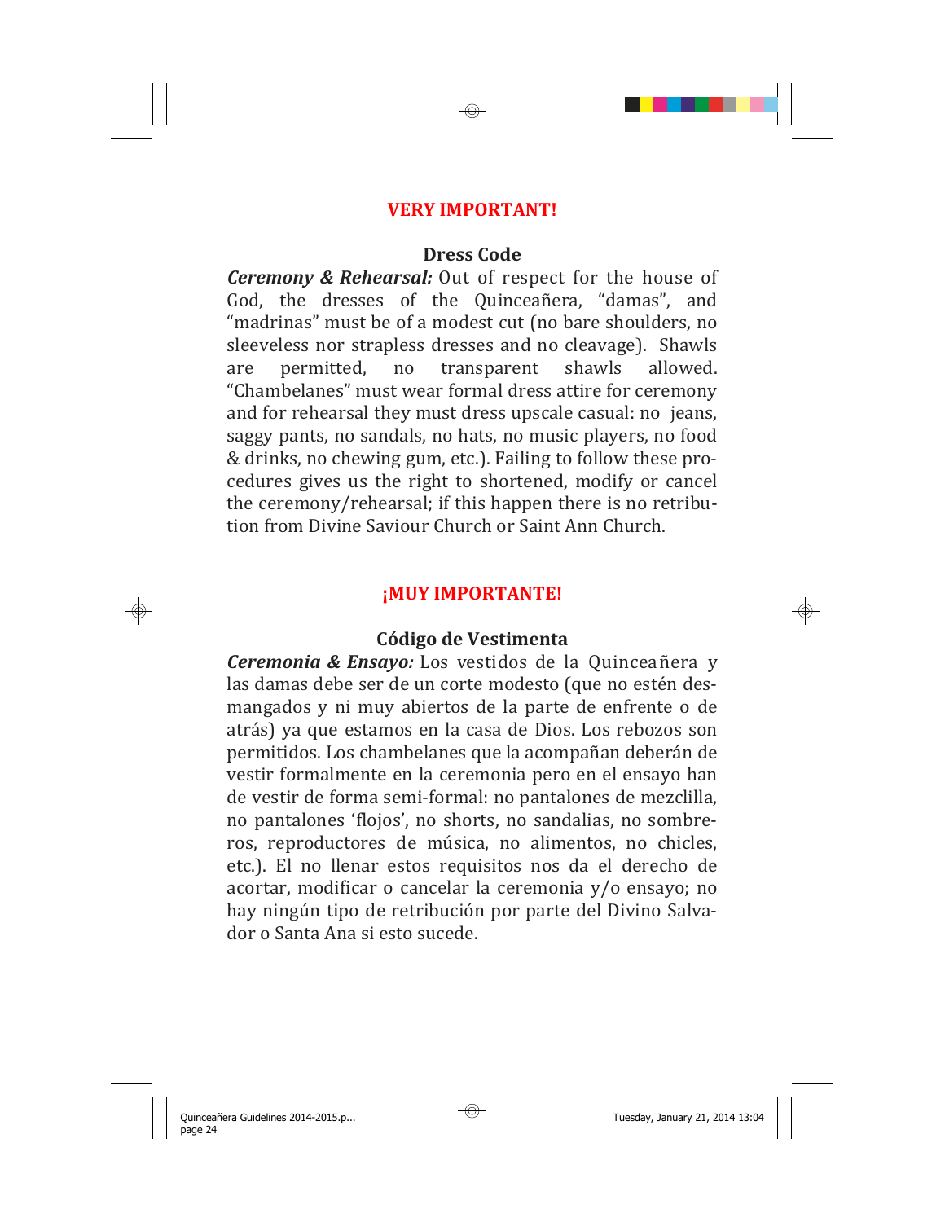## VERY IMPORTANT!

### Dress Code

***Ceremony & Rehearsal:*** Out of respect for the house of God, the dresses of the Quinceañera, "damas", and "madrinas" must be of a modest cut (no bare shoulders, no sleeveless nor strapless dresses and no cleavage). Shawls are permitted, no transparent shawls allowed. "Chambelanes" must wear formal dress attire for ceremony and for rehearsal they must dress upscale casual: no jeans, saggy pants, no sandals, no hats, no music players, no food & drinks, no chewing gum, etc.). Failing to follow these procedures gives us the right to shortened, modify or cancel the ceremony/rehearsal; if this happen there is no retribution from Divine Saviour Church or Saint Ann Church.

## ¡MUY IMPORTANTE!

### Código de Vestimenta

***Ceremonia & Ensayo:*** Los vestidos de la Quinceañera y las damas debe ser de un corte modesto (que no estén desmangados y ni muy abiertos de la parte de enfrente o de atrás) ya que estamos en la casa de Dios. Los rebozos son permitidos. Los chambelanes que la acompañan deberán de vestir formalmente en la ceremonia pero en el ensayo han de vestir de forma semi-formal: no pantalones de mezclilla, no pantalones 'flojos', no shorts, no sandalias, no sombreros, reproductores de música, no alimentos, no chicles, etc.). El no llenar estos requisitos nos da el derecho de acortar, modificar o cancelar la ceremonia y/o ensayo; no hay ningún tipo de retribución por parte del Divino Salvador o Santa Ana si esto sucede.